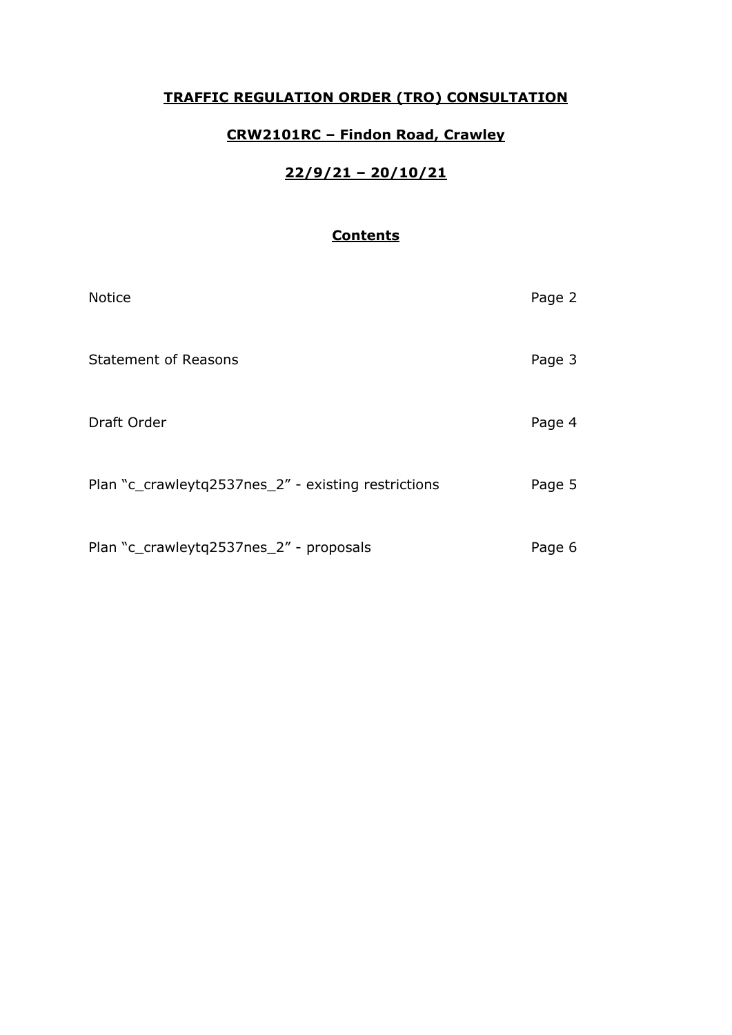# TRAFFIC REGULATION ORDER (TRO) CONSULTATION

## CRW2101RC – Findon Road, Crawley

## 22/9/21 – 20/10/21

### Contents

| | |
|---|---|
| Notice | Page 2 |
| Statement of Reasons | Page 3 |
| Draft Order | Page 4 |
| Plan "c_crawleytq2537nes_2" - existing restrictions | Page 5 |
| Plan "c_crawleytq2537nes_2" - proposals | Page 6 |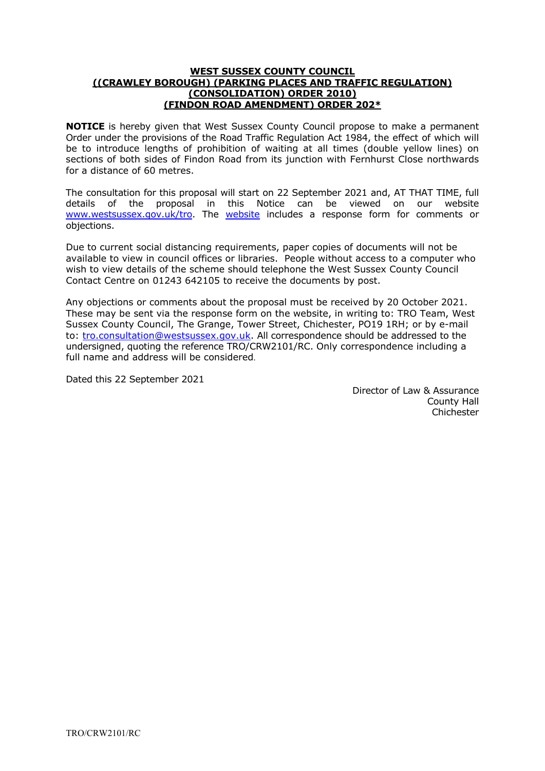**WEST SUSSEX COUNTY COUNCIL**
**((CRAWLEY BOROUGH) (PARKING PLACES AND TRAFFIC REGULATION) (CONSOLIDATION) ORDER 2010)**
**(FINDON ROAD AMENDMENT) ORDER 202***

**NOTICE** is hereby given that West Sussex County Council propose to make a permanent Order under the provisions of the Road Traffic Regulation Act 1984, the effect of which will be to introduce lengths of prohibition of waiting at all times (double yellow lines) on sections of both sides of Findon Road from its junction with Fernhurst Close northwards for a distance of 60 metres.

The consultation for this proposal will start on 22 September 2021 and, AT THAT TIME, full details of the proposal in this Notice can be viewed on our website www.westsussex.gov.uk/tro. The website includes a response form for comments or objections.

Due to current social distancing requirements, paper copies of documents will not be available to view in council offices or libraries. People without access to a computer who wish to view details of the scheme should telephone the West Sussex County Council Contact Centre on 01243 642105 to receive the documents by post.

Any objections or comments about the proposal must be received by 20 October 2021. These may be sent via the response form on the website, in writing to: TRO Team, West Sussex County Council, The Grange, Tower Street, Chichester, PO19 1RH; or by e-mail to: tro.consultation@westsussex.gov.uk. All correspondence should be addressed to the undersigned, quoting the reference TRO/CRW2101/RC. Only correspondence including a full name and address will be considered.

Dated this 22 September 2021

Director of Law & Assurance
County Hall
Chichester

TRO/CRW2101/RC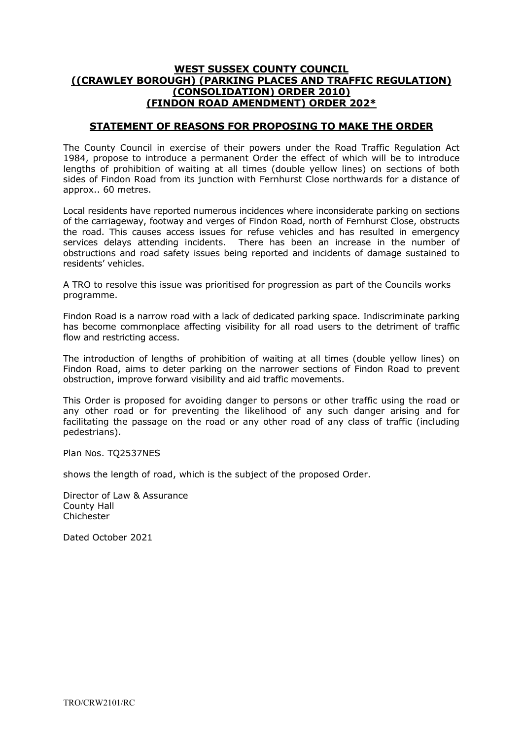# WEST SUSSEX COUNTY COUNCIL
# ((CRAWLEY BOROUGH) (PARKING PLACES AND TRAFFIC REGULATION) (CONSOLIDATION) ORDER 2010) (FINDON ROAD AMENDMENT) ORDER 202*

## STATEMENT OF REASONS FOR PROPOSING TO MAKE THE ORDER

The County Council in exercise of their powers under the Road Traffic Regulation Act 1984, propose to introduce a permanent Order the effect of which will be to introduce lengths of prohibition of waiting at all times (double yellow lines) on sections of both sides of Findon Road from its junction with Fernhurst Close northwards for a distance of approx.. 60 metres.

Local residents have reported numerous incidences where inconsiderate parking on sections of the carriageway, footway and verges of Findon Road, north of Fernhurst Close, obstructs the road. This causes access issues for refuse vehicles and has resulted in emergency services delays attending incidents. There has been an increase in the number of obstructions and road safety issues being reported and incidents of damage sustained to residents' vehicles.

A TRO to resolve this issue was prioritised for progression as part of the Councils works programme.

Findon Road is a narrow road with a lack of dedicated parking space. Indiscriminate parking has become commonplace affecting visibility for all road users to the detriment of traffic flow and restricting access.

The introduction of lengths of prohibition of waiting at all times (double yellow lines) on Findon Road, aims to deter parking on the narrower sections of Findon Road to prevent obstruction, improve forward visibility and aid traffic movements.

This Order is proposed for avoiding danger to persons or other traffic using the road or any other road or for preventing the likelihood of any such danger arising and for facilitating the passage on the road or any other road of any class of traffic (including pedestrians).

Plan Nos. TQ2537NES

shows the length of road, which is the subject of the proposed Order.

Director of Law & Assurance
County Hall
Chichester

Dated October 2021

TRO/CRW2101/RC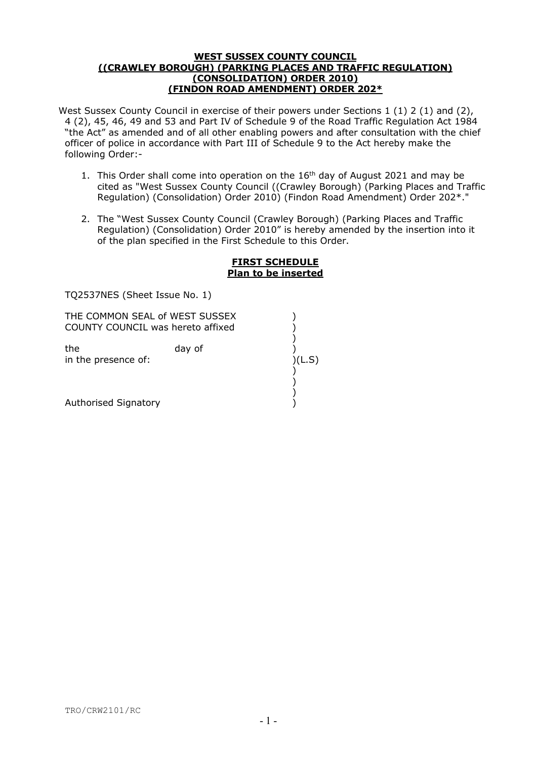**WEST SUSSEX COUNTY COUNCIL**
**((CRAWLEY BOROUGH) (PARKING PLACES AND TRAFFIC REGULATION)**
**(CONSOLIDATION) ORDER 2010)**
**(FINDON ROAD AMENDMENT) ORDER 202***

West Sussex County Council in exercise of their powers under Sections 1 (1) 2 (1) and (2), 4 (2), 45, 46, 49 and 53 and Part IV of Schedule 9 of the Road Traffic Regulation Act 1984 "the Act" as amended and of all other enabling powers and after consultation with the chief officer of police in accordance with Part III of Schedule 9 to the Act hereby make the following Order:-

1. This Order shall come into operation on the 16th day of August 2021 and may be cited as "West Sussex County Council ((Crawley Borough) (Parking Places and Traffic Regulation) (Consolidation) Order 2010) (Findon Road Amendment) Order 202*."

2. The "West Sussex County Council (Crawley Borough) (Parking Places and Traffic Regulation) (Consolidation) Order 2010" is hereby amended by the insertion into it of the plan specified in the First Schedule to this Order.

**FIRST SCHEDULE**
**Plan to be inserted**

TQ2537NES (Sheet Issue No. 1)

THE COMMON SEAL of WEST SUSSEX )
COUNTY COUNCIL was hereto affixed )
)
the day of )
in the presence of: )(L.S)
)
)
)
Authorised Signatory )

TRO/CRW2101/RC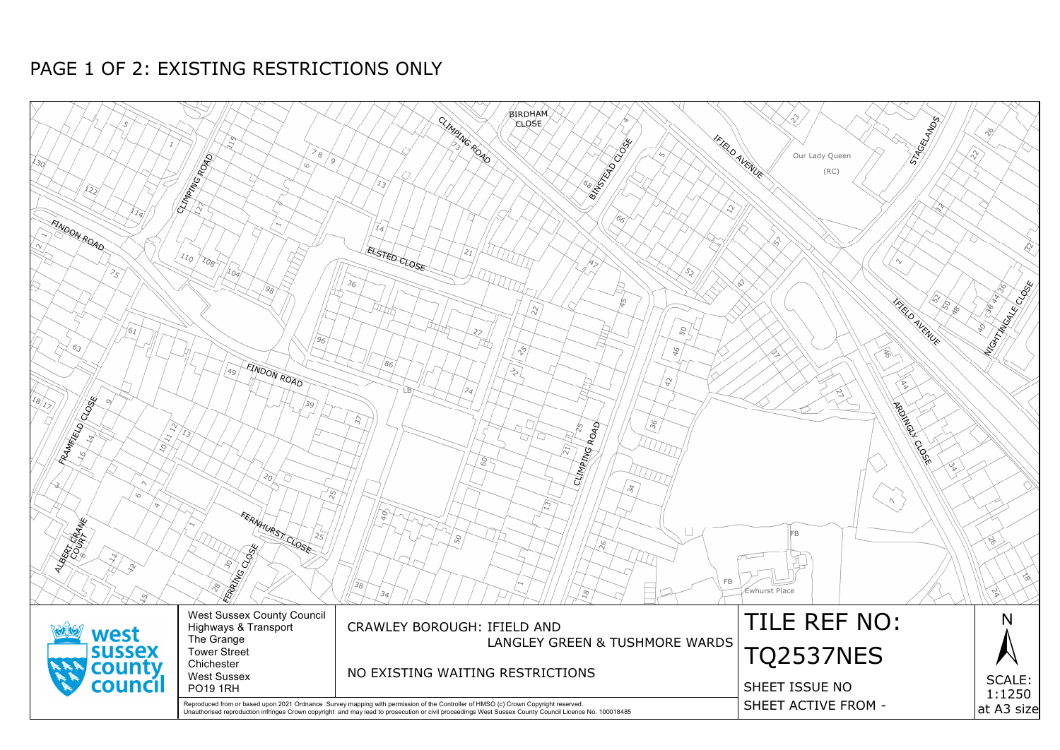# PAGE 1 OF 2: EXISTING RESTRICTIONS ONLY

West Sussex County Council
Highways & Transport
The Grange
Tower Street
Chichester
West Sussex
PO19 1RH

CRAWLEY BOROUGH: IFIELD AND LANGLEY GREEN & TUSHMORE WARDS

NO EXISTING WAITING RESTRICTIONS

TILE REF NO: TQ2537NES

SHEET ISSUE NO

SHEET ACTIVE FROM -

N

SCALE: 1:1250 at A3 size

Reproduced from or based upon 2021 Ordnance Survey mapping with permission of the Controller of HMSO (c) Crown Copyright reserved.
Unauthorised reproduction infringes Crown copyright and may lead to prosecution or civil proceedings West Sussex County Council Licence No. 100018485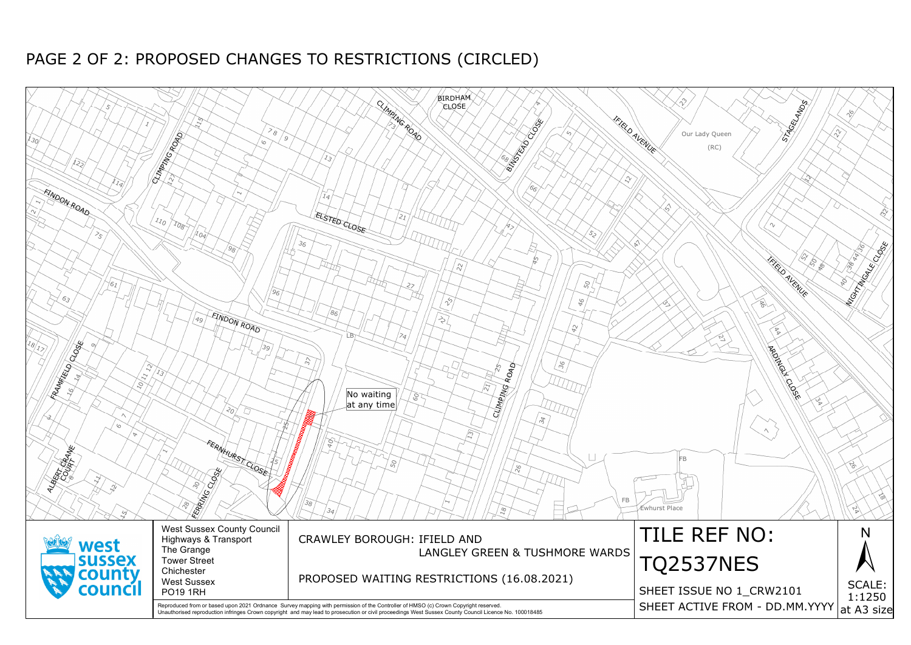# PAGE 2 OF 2: PROPOSED CHANGES TO RESTRICTIONS (CIRCLED)

No waiting at any time

FINDON ROAD
CLIMPING ROAD
BIRDHAM CLOSE
BINSTEAD CLOSE
IFIELD AVENUE
Our Lady Queen (RC)
STAGELANDS
ELSTED CLOSE
NIGHTINGALE CLOSE
FRAMFIELD CLOSE
ARDINGLY CLOSE
FERNHURST CLOSE
FERRING CLOSE
ALBERT CRANE COURT
Ewhurst Place
LB
FB

West Sussex County Council
Highways & Transport
The Grange
Tower Street
Chichester
West Sussex
PO19 1RH

CRAWLEY BOROUGH: IFIELD AND LANGLEY GREEN & TUSHMORE WARDS

PROPOSED WAITING RESTRICTIONS (16.08.2021)

TILE REF NO: TQ2537NES

SHEET ISSUE NO 1_CRW2101

SHEET ACTIVE FROM - DD.MM.YYYY

N

SCALE: 1:1250 at A3 size

Reproduced from or based upon 2021 Ordnance Survey mapping with permission of the Controller of HMSO (c) Crown Copyright reserved.
Unauthorised reproduction infringes Crown copyright and may lead to prosecution or civil proceedings West Sussex County Council Licence No. 100018485